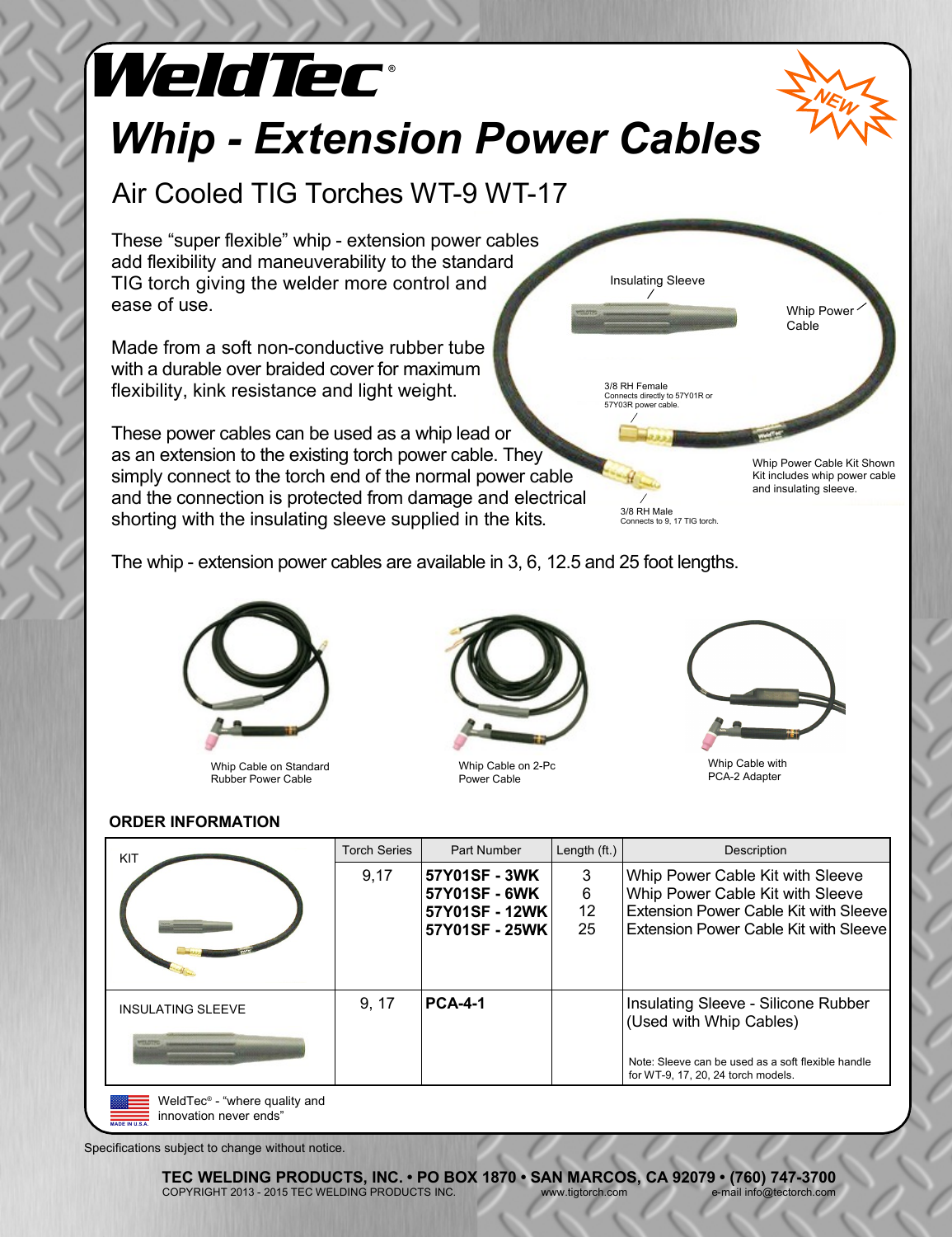# WeldTec®

# Whip - Extension Power Cables

## Air Cooled TIG Torches WT-9 WT-17

These "super flexible" whip - extension power cables add flexibility and maneuverability to the standard TIG torch giving the welder more control and ease of use.

Made from a soft non-conductive rubber tube with a durable over braided cover for maximum flexibility, kink resistance and light weight.

These power cables can be used as a whip lead or as an extension to the existing torch power cable. They simply connect to the torch end of the normal power cable and the connection is protected from damage and electrical shorting with the insulating sleeve supplied in the kits.

Insulating Sleeve

Whip Power Cable

3/8 RH Female
Connects directly to 57Y01R or 57Y03R power cable.

3/8 RH Male
Connects to 9, 17 TIG torch.

Whip Power Cable Kit Shown
Kit includes whip power cable and insulating sleeve.

The whip - extension power cables are available in 3, 6, 12.5 and 25 foot lengths.

Whip Cable on Standard Rubber Power Cable

Whip Cable on 2-Pc Power Cable

Whip Cable with PCA-2 Adapter

**ORDER INFORMATION**

| | Torch Series | Part Number | Length (ft.) | Description |
|---|---|---|---|---|
| KIT | 9,17 | **57Y01SF - 3WK**<br>**57Y01SF - 6WK**<br>**57Y01SF - 12WK**<br>**57Y01SF - 25WK** | 3<br>6<br>12<br>25 | Whip Power Cable Kit with Sleeve<br>Whip Power Cable Kit with Sleeve<br>Extension Power Cable Kit with Sleeve<br>Extension Power Cable Kit with Sleeve |
| INSULATING SLEEVE | 9, 17 | **PCA-4-1** | | Insulating Sleeve - Silicone Rubber (Used with Whip Cables)<br><br>Note: Sleeve can be used as a soft flexible handle for WT-9, 17, 20, 24 torch models. |

MADE IN U.S.A.

WeldTec® - "where quality and innovation never ends"

Specifications subject to change without notice.

**TEC WELDING PRODUCTS, INC. • PO BOX 1870 • SAN MARCOS, CA 92079 • (760) 747-3700**

COPYRIGHT 2013 - 2015 TEC WELDING PRODUCTS INC. www.tigtorch.com e-mail info@tectorch.com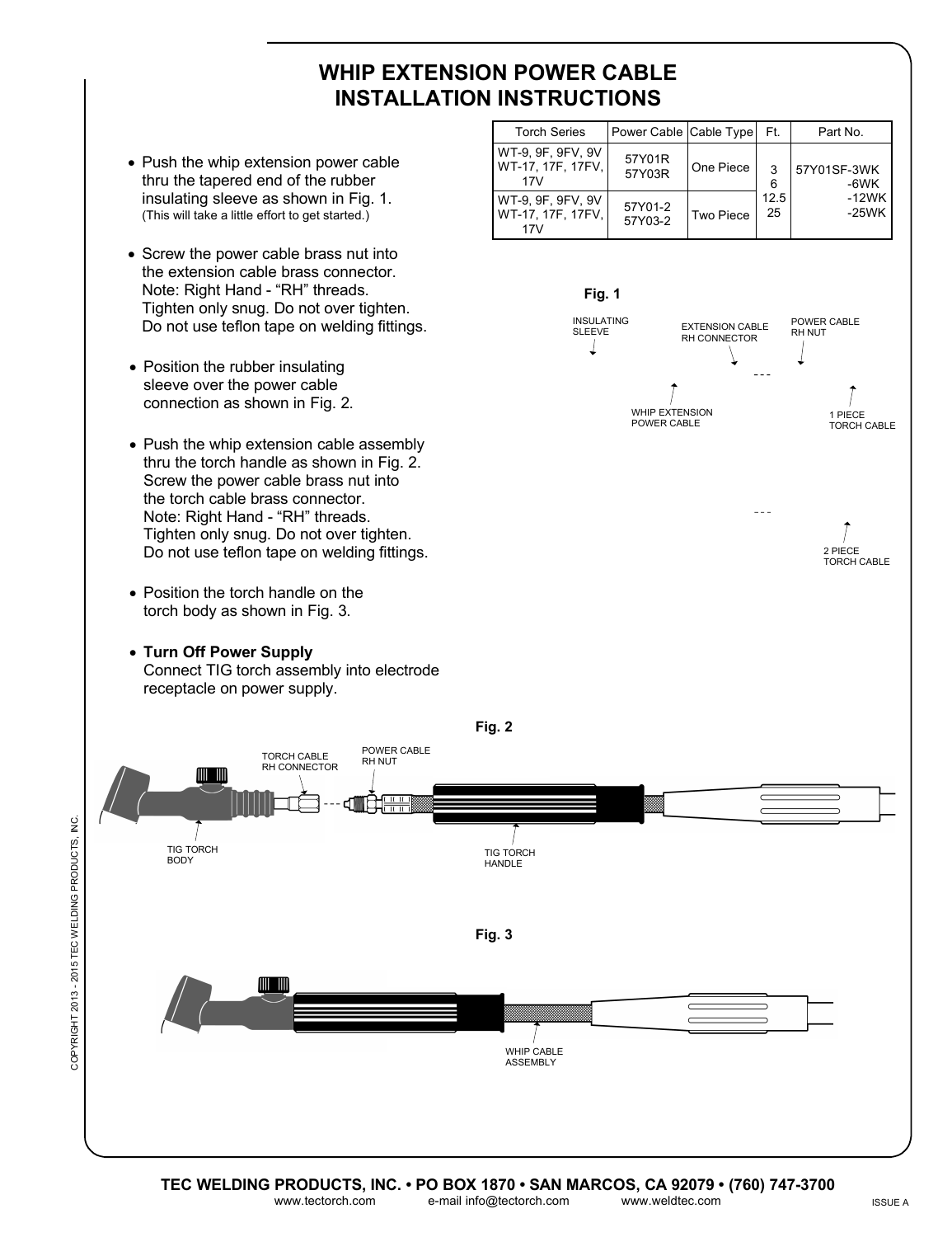# WHIP EXTENSION POWER CABLE INSTALLATION INSTRUCTIONS

| Torch Series | Power Cable | Cable Type | Ft. | Part No. |
|---|---|---|---|---|
| WT-9, 9F, 9FV, 9V WT-17, 17F, 17FV, 17V | 57Y01R 57Y03R | One Piece | 3 6 12.5 25 | 57Y01SF-3WK -6WK -12WK -25WK |
| WT-9, 9F, 9FV, 9V WT-17, 17F, 17FV, 17V | 57Y01-2 57Y03-2 | Two Piece | | |

- Push the whip extension power cable thru the tapered end of the rubber insulating sleeve as shown in Fig. 1. (This will take a little effort to get started.)
- Screw the power cable brass nut into the extension cable brass connector. Note: Right Hand - "RH" threads. Tighten only snug. Do not over tighten. Do not use teflon tape on welding fittings.
- Position the rubber insulating sleeve over the power cable connection as shown in Fig. 2.
- Push the whip extension cable assembly thru the torch handle as shown in Fig. 2. Screw the power cable brass nut into the torch cable brass connector. Note: Right Hand - "RH" threads. Tighten only snug. Do not over tighten. Do not use teflon tape on welding fittings.
- Position the torch handle on the torch body as shown in Fig. 3.
- **Turn Off Power Supply** Connect TIG torch assembly into electrode receptacle on power supply.

**Fig. 1**

INSULATING SLEEVE
EXTENSION CABLE RH CONNECTOR
POWER CABLE RH NUT
WHIP EXTENSION POWER CABLE
1 PIECE TORCH CABLE
2 PIECE TORCH CABLE

**Fig. 2**

TORCH CABLE RH CONNECTOR
POWER CABLE RH NUT
TIG TORCH BODY
TIG TORCH HANDLE

**Fig. 3**

WHIP CABLE ASSEMBLY

COPYRIGHT 2013 - 2015 TEC WELDING PRODUCTS, INC.

**TEC WELDING PRODUCTS, INC. • PO BOX 1870 • SAN MARCOS, CA 92079 • (760) 747-3700**
www.tectorch.com e-mail info@tectorch.com www.weldtec.com

ISSUE A